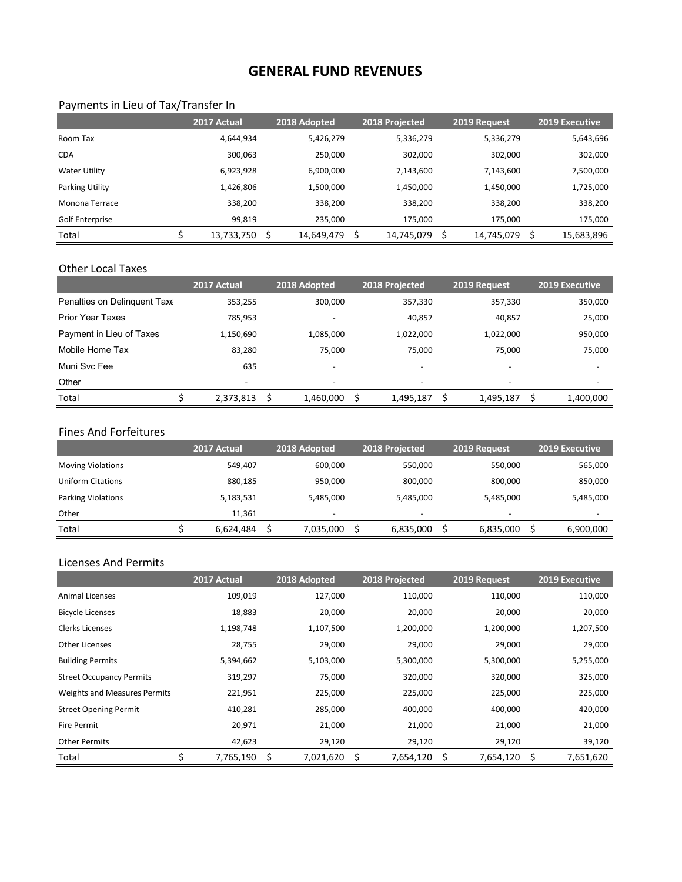# GENERAL FUND REVENUES

## Payments in Lieu of Tax/Transfer In

| | 2017 Actual | 2018 Adopted | 2018 Projected | 2019 Request | 2019 Executive |
|---|---|---|---|---|---|
| Room Tax | 4,644,934 | 5,426,279 | 5,336,279 | 5,336,279 | 5,643,696 |
| CDA | 300,063 | 250,000 | 302,000 | 302,000 | 302,000 |
| Water Utility | 6,923,928 | 6,900,000 | 7,143,600 | 7,143,600 | 7,500,000 |
| Parking Utility | 1,426,806 | 1,500,000 | 1,450,000 | 1,450,000 | 1,725,000 |
| Monona Terrace | 338,200 | 338,200 | 338,200 | 338,200 | 338,200 |
| Golf Enterprise | 99,819 | 235,000 | 175,000 | 175,000 | 175,000 |
| Total | $ 13,733,750 | $ 14,649,479 | $ 14,745,079 | $ 14,745,079 | $ 15,683,896 |

## Other Local Taxes

| | 2017 Actual | 2018 Adopted | 2018 Projected | 2019 Request | 2019 Executive |
|---|---|---|---|---|---|
| Penalties on Delinquent Taxe | 353,255 | 300,000 | 357,330 | 357,330 | 350,000 |
| Prior Year Taxes | 785,953 | - | 40,857 | 40,857 | 25,000 |
| Payment in Lieu of Taxes | 1,150,690 | 1,085,000 | 1,022,000 | 1,022,000 | 950,000 |
| Mobile Home Tax | 83,280 | 75,000 | 75,000 | 75,000 | 75,000 |
| Muni Svc Fee | 635 | - | - | - | - |
| Other | - | - | - | - | - |
| Total | $ 2,373,813 | $ 1,460,000 | $ 1,495,187 | $ 1,495,187 | $ 1,400,000 |

## Fines And Forfeitures

| | 2017 Actual | 2018 Adopted | 2018 Projected | 2019 Request | 2019 Executive |
|---|---|---|---|---|---|
| Moving Violations | 549,407 | 600,000 | 550,000 | 550,000 | 565,000 |
| Uniform Citations | 880,185 | 950,000 | 800,000 | 800,000 | 850,000 |
| Parking Violations | 5,183,531 | 5,485,000 | 5,485,000 | 5,485,000 | 5,485,000 |
| Other | 11,361 | - | - | - | - |
| Total | $ 6,624,484 | $ 7,035,000 | $ 6,835,000 | $ 6,835,000 | $ 6,900,000 |

## Licenses And Permits

| | 2017 Actual | 2018 Adopted | 2018 Projected | 2019 Request | 2019 Executive |
|---|---|---|---|---|---|
| Animal Licenses | 109,019 | 127,000 | 110,000 | 110,000 | 110,000 |
| Bicycle Licenses | 18,883 | 20,000 | 20,000 | 20,000 | 20,000 |
| Clerks Licenses | 1,198,748 | 1,107,500 | 1,200,000 | 1,200,000 | 1,207,500 |
| Other Licenses | 28,755 | 29,000 | 29,000 | 29,000 | 29,000 |
| Building Permits | 5,394,662 | 5,103,000 | 5,300,000 | 5,300,000 | 5,255,000 |
| Street Occupancy Permits | 319,297 | 75,000 | 320,000 | 320,000 | 325,000 |
| Weights and Measures Permits | 221,951 | 225,000 | 225,000 | 225,000 | 225,000 |
| Street Opening Permit | 410,281 | 285,000 | 400,000 | 400,000 | 420,000 |
| Fire Permit | 20,971 | 21,000 | 21,000 | 21,000 | 21,000 |
| Other Permits | 42,623 | 29,120 | 29,120 | 29,120 | 39,120 |
| Total | $ 7,765,190 | $ 7,021,620 | $ 7,654,120 | $ 7,654,120 | $ 7,651,620 |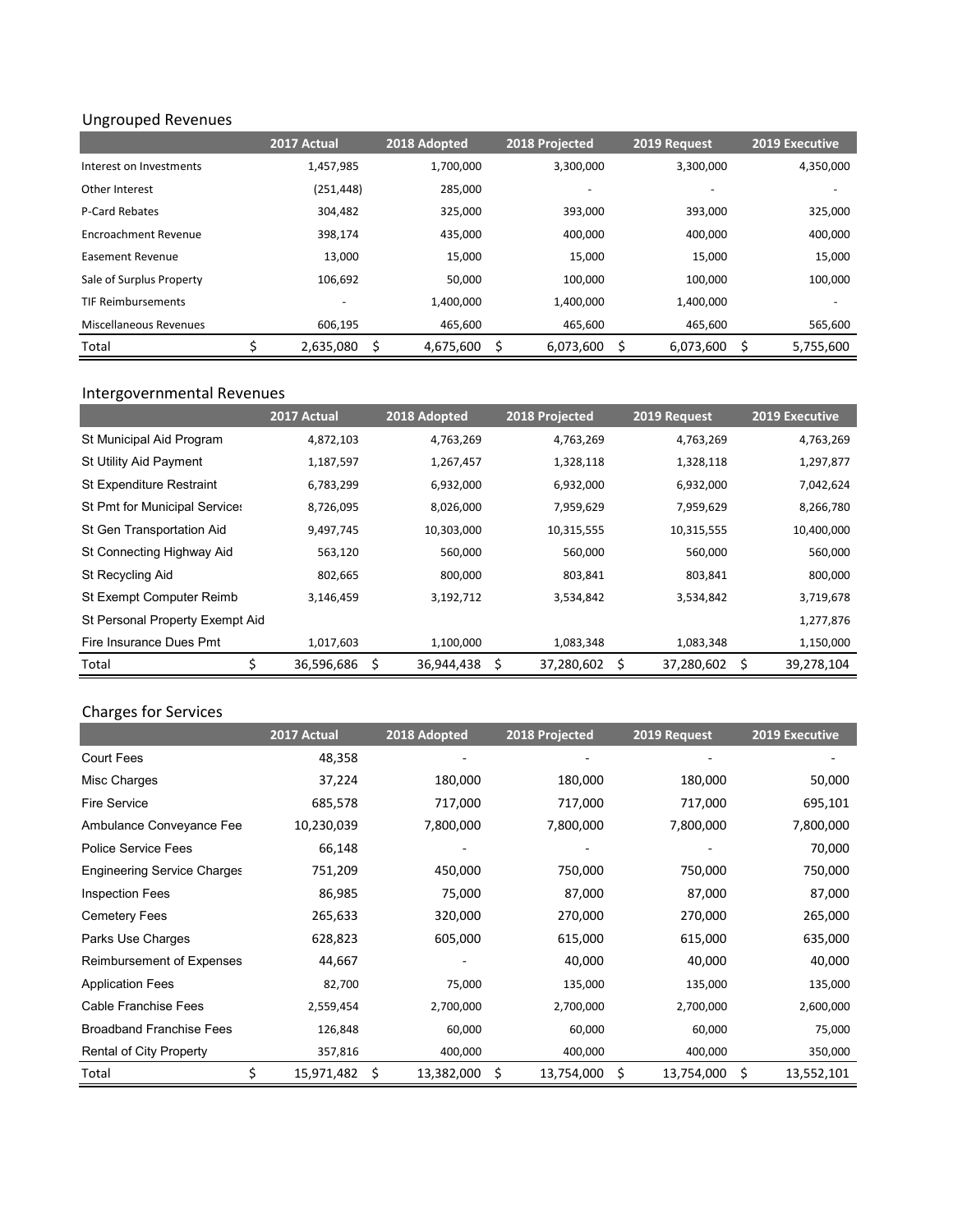## Ungrouped Revenues

| | 2017 Actual | 2018 Adopted | 2018 Projected | 2019 Request | 2019 Executive |
|---|---|---|---|---|---|
| Interest on Investments | 1,457,985 | 1,700,000 | 3,300,000 | 3,300,000 | 4,350,000 |
| Other Interest | (251,448) | 285,000 | - | - | - |
| P-Card Rebates | 304,482 | 325,000 | 393,000 | 393,000 | 325,000 |
| Encroachment Revenue | 398,174 | 435,000 | 400,000 | 400,000 | 400,000 |
| Easement Revenue | 13,000 | 15,000 | 15,000 | 15,000 | 15,000 |
| Sale of Surplus Property | 106,692 | 50,000 | 100,000 | 100,000 | 100,000 |
| TIF Reimbursements | - | 1,400,000 | 1,400,000 | 1,400,000 | - |
| Miscellaneous Revenues | 606,195 | 465,600 | 465,600 | 465,600 | 565,600 |
| Total | $ 2,635,080 | $ 4,675,600 | $ 6,073,600 | $ 6,073,600 | $ 5,755,600 |

## Intergovernmental Revenues

| | 2017 Actual | 2018 Adopted | 2018 Projected | 2019 Request | 2019 Executive |
|---|---|---|---|---|---|
| St Municipal Aid Program | 4,872,103 | 4,763,269 | 4,763,269 | 4,763,269 | 4,763,269 |
| St Utility Aid Payment | 1,187,597 | 1,267,457 | 1,328,118 | 1,328,118 | 1,297,877 |
| St Expenditure Restraint | 6,783,299 | 6,932,000 | 6,932,000 | 6,932,000 | 7,042,624 |
| St Pmt for Municipal Services | 8,726,095 | 8,026,000 | 7,959,629 | 7,959,629 | 8,266,780 |
| St Gen Transportation Aid | 9,497,745 | 10,303,000 | 10,315,555 | 10,315,555 | 10,400,000 |
| St Connecting Highway Aid | 563,120 | 560,000 | 560,000 | 560,000 | 560,000 |
| St Recycling Aid | 802,665 | 800,000 | 803,841 | 803,841 | 800,000 |
| St Exempt Computer Reimb | 3,146,459 | 3,192,712 | 3,534,842 | 3,534,842 | 3,719,678 |
| St Personal Property Exempt Aid | | | | | 1,277,876 |
| Fire Insurance Dues Pmt | 1,017,603 | 1,100,000 | 1,083,348 | 1,083,348 | 1,150,000 |
| Total | $ 36,596,686 | $ 36,944,438 | $ 37,280,602 | $ 37,280,602 | $ 39,278,104 |

## Charges for Services

| | 2017 Actual | 2018 Adopted | 2018 Projected | 2019 Request | 2019 Executive |
|---|---|---|---|---|---|
| Court Fees | 48,358 | - | - | - | - |
| Misc Charges | 37,224 | 180,000 | 180,000 | 180,000 | 50,000 |
| Fire Service | 685,578 | 717,000 | 717,000 | 717,000 | 695,101 |
| Ambulance Conveyance Fee | 10,230,039 | 7,800,000 | 7,800,000 | 7,800,000 | 7,800,000 |
| Police Service Fees | 66,148 | - | - | - | 70,000 |
| Engineering Service Charges | 751,209 | 450,000 | 750,000 | 750,000 | 750,000 |
| Inspection Fees | 86,985 | 75,000 | 87,000 | 87,000 | 87,000 |
| Cemetery Fees | 265,633 | 320,000 | 270,000 | 270,000 | 265,000 |
| Parks Use Charges | 628,823 | 605,000 | 615,000 | 615,000 | 635,000 |
| Reimbursement of Expenses | 44,667 | - | 40,000 | 40,000 | 40,000 |
| Application Fees | 82,700 | 75,000 | 135,000 | 135,000 | 135,000 |
| Cable Franchise Fees | 2,559,454 | 2,700,000 | 2,700,000 | 2,700,000 | 2,600,000 |
| Broadband Franchise Fees | 126,848 | 60,000 | 60,000 | 60,000 | 75,000 |
| Rental of City Property | 357,816 | 400,000 | 400,000 | 400,000 | 350,000 |
| Total | $ 15,971,482 | $ 13,382,000 | $ 13,754,000 | $ 13,754,000 | $ 13,552,101 |